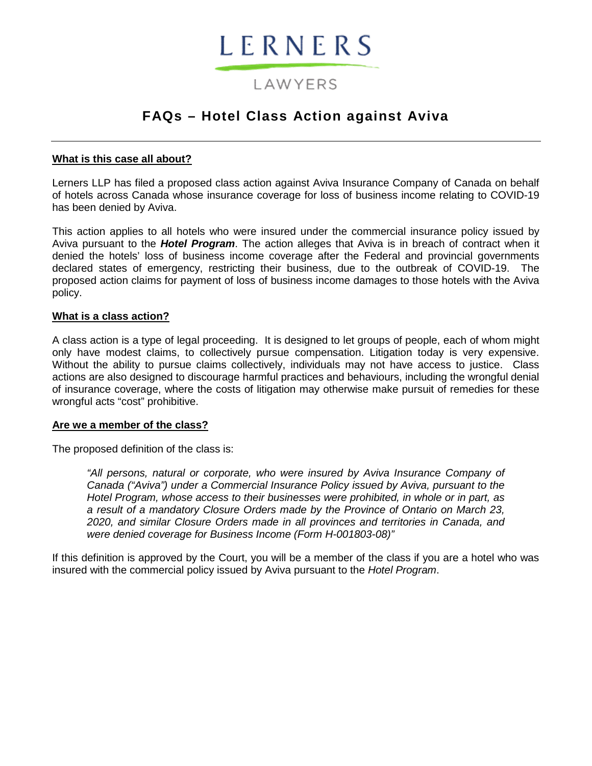# LERNERS

LAWYERS

## FAQs – Hotel Class Action against Aviva

---

### What is this case all about?

Lerners LLP has filed a proposed class action against Aviva Insurance Company of Canada on behalf of hotels across Canada whose insurance coverage for loss of business income relating to COVID-19 has been denied by Aviva.

This action applies to all hotels who were insured under the commercial insurance policy issued by Aviva pursuant to the ***Hotel Program***. The action alleges that Aviva is in breach of contract when it denied the hotels' loss of business income coverage after the Federal and provincial governments declared states of emergency, restricting their business, due to the outbreak of COVID-19. The proposed action claims for payment of loss of business income damages to those hotels with the Aviva policy.

### What is a class action?

A class action is a type of legal proceeding. It is designed to let groups of people, each of whom might only have modest claims, to collectively pursue compensation. Litigation today is very expensive. Without the ability to pursue claims collectively, individuals may not have access to justice. Class actions are also designed to discourage harmful practices and behaviours, including the wrongful denial of insurance coverage, where the costs of litigation may otherwise make pursuit of remedies for these wrongful acts "cost" prohibitive.

### Are we a member of the class?

The proposed definition of the class is:

> *"All persons, natural or corporate, who were insured by Aviva Insurance Company of Canada ("Aviva") under a Commercial Insurance Policy issued by Aviva, pursuant to the Hotel Program, whose access to their businesses were prohibited, in whole or in part, as a result of a mandatory Closure Orders made by the Province of Ontario on March 23, 2020, and similar Closure Orders made in all provinces and territories in Canada, and were denied coverage for Business Income (Form H-001803-08)"*

If this definition is approved by the Court, you will be a member of the class if you are a hotel who was insured with the commercial policy issued by Aviva pursuant to the *Hotel Program*.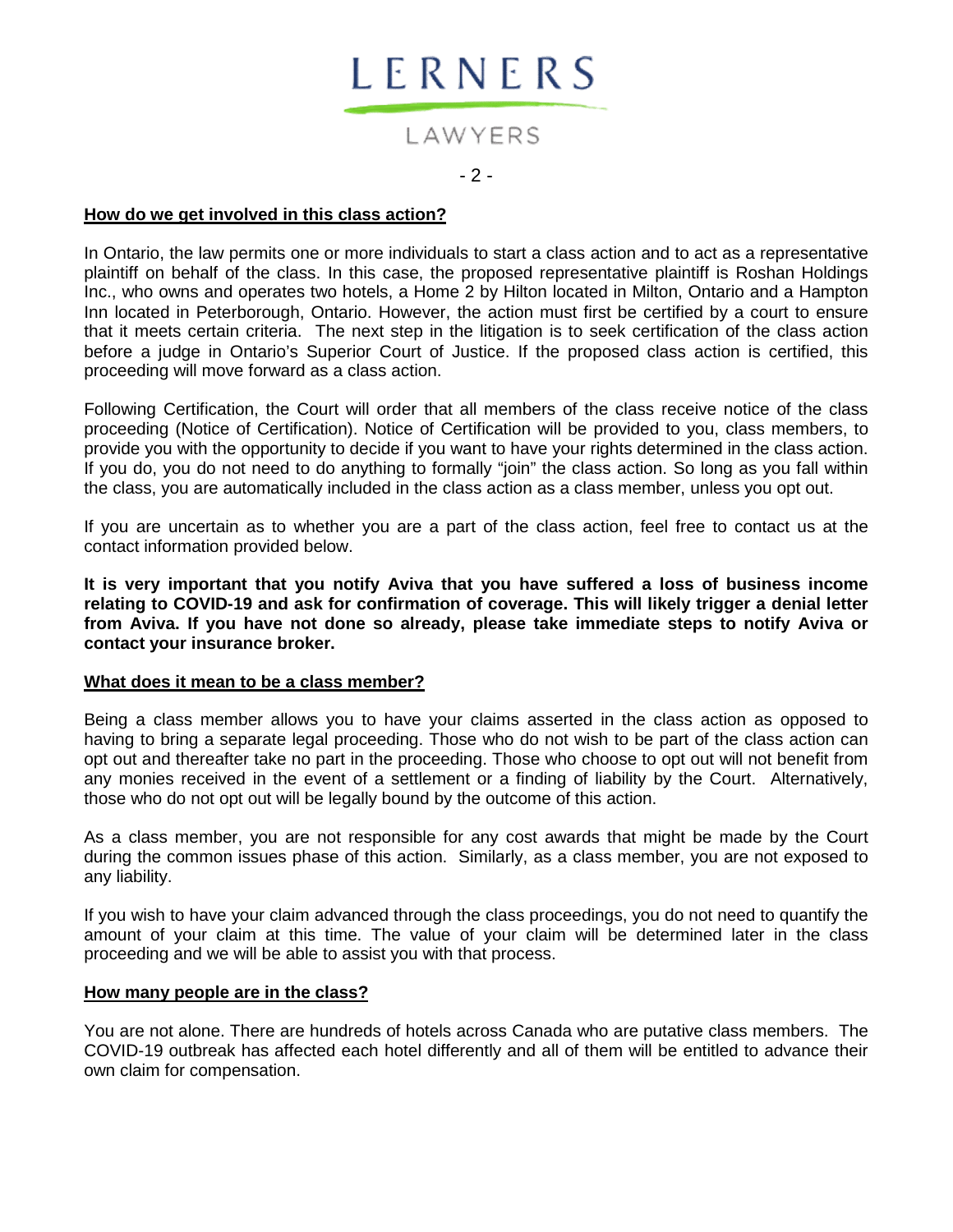## How do we get involved in this class action?

In Ontario, the law permits one or more individuals to start a class action and to act as a representative plaintiff on behalf of the class. In this case, the proposed representative plaintiff is Roshan Holdings Inc., who owns and operates two hotels, a Home 2 by Hilton located in Milton, Ontario and a Hampton Inn located in Peterborough, Ontario. However, the action must first be certified by a court to ensure that it meets certain criteria. The next step in the litigation is to seek certification of the class action before a judge in Ontario's Superior Court of Justice. If the proposed class action is certified, this proceeding will move forward as a class action.

Following Certification, the Court will order that all members of the class receive notice of the class proceeding (Notice of Certification). Notice of Certification will be provided to you, class members, to provide you with the opportunity to decide if you want to have your rights determined in the class action. If you do, you do not need to do anything to formally "join" the class action. So long as you fall within the class, you are automatically included in the class action as a class member, unless you opt out.

If you are uncertain as to whether you are a part of the class action, feel free to contact us at the contact information provided below.

**It is very important that you notify Aviva that you have suffered a loss of business income relating to COVID-19 and ask for confirmation of coverage. This will likely trigger a denial letter from Aviva. If you have not done so already, please take immediate steps to notify Aviva or contact your insurance broker.**

## What does it mean to be a class member?

Being a class member allows you to have your claims asserted in the class action as opposed to having to bring a separate legal proceeding. Those who do not wish to be part of the class action can opt out and thereafter take no part in the proceeding. Those who choose to opt out will not benefit from any monies received in the event of a settlement or a finding of liability by the Court. Alternatively, those who do not opt out will be legally bound by the outcome of this action.

As a class member, you are not responsible for any cost awards that might be made by the Court during the common issues phase of this action. Similarly, as a class member, you are not exposed to any liability.

If you wish to have your claim advanced through the class proceedings, you do not need to quantify the amount of your claim at this time. The value of your claim will be determined later in the class proceeding and we will be able to assist you with that process.

## How many people are in the class?

You are not alone. There are hundreds of hotels across Canada who are putative class members. The COVID-19 outbreak has affected each hotel differently and all of them will be entitled to advance their own claim for compensation.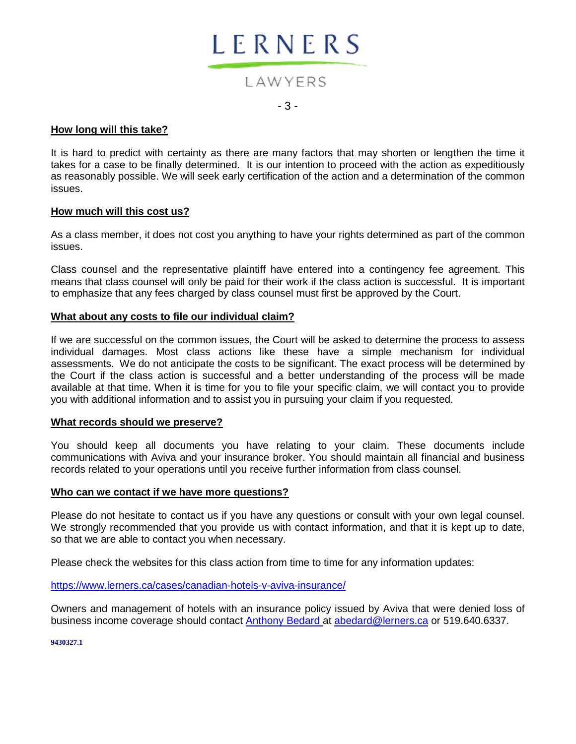**How long will this take?**

It is hard to predict with certainty as there are many factors that may shorten or lengthen the time it takes for a case to be finally determined. It is our intention to proceed with the action as expeditiously as reasonably possible. We will seek early certification of the action and a determination of the common issues.

**How much will this cost us?**

As a class member, it does not cost you anything to have your rights determined as part of the common issues.

Class counsel and the representative plaintiff have entered into a contingency fee agreement. This means that class counsel will only be paid for their work if the class action is successful. It is important to emphasize that any fees charged by class counsel must first be approved by the Court.

**What about any costs to file our individual claim?**

If we are successful on the common issues, the Court will be asked to determine the process to assess individual damages. Most class actions like these have a simple mechanism for individual assessments. We do not anticipate the costs to be significant. The exact process will be determined by the Court if the class action is successful and a better understanding of the process will be made available at that time. When it is time for you to file your specific claim, we will contact you to provide you with additional information and to assist you in pursuing your claim if you requested.

**What records should we preserve?**

You should keep all documents you have relating to your claim. These documents include communications with Aviva and your insurance broker. You should maintain all financial and business records related to your operations until you receive further information from class counsel.

**Who can we contact if we have more questions?**

Please do not hesitate to contact us if you have any questions or consult with your own legal counsel. We strongly recommended that you provide us with contact information, and that it is kept up to date, so that we are able to contact you when necessary.

Please check the websites for this class action from time to time for any information updates:

https://www.lerners.ca/cases/canadian-hotels-v-aviva-insurance/

Owners and management of hotels with an insurance policy issued by Aviva that were denied loss of business income coverage should contact Anthony Bedard at abedard@lerners.ca or 519.640.6337.

9430327.1